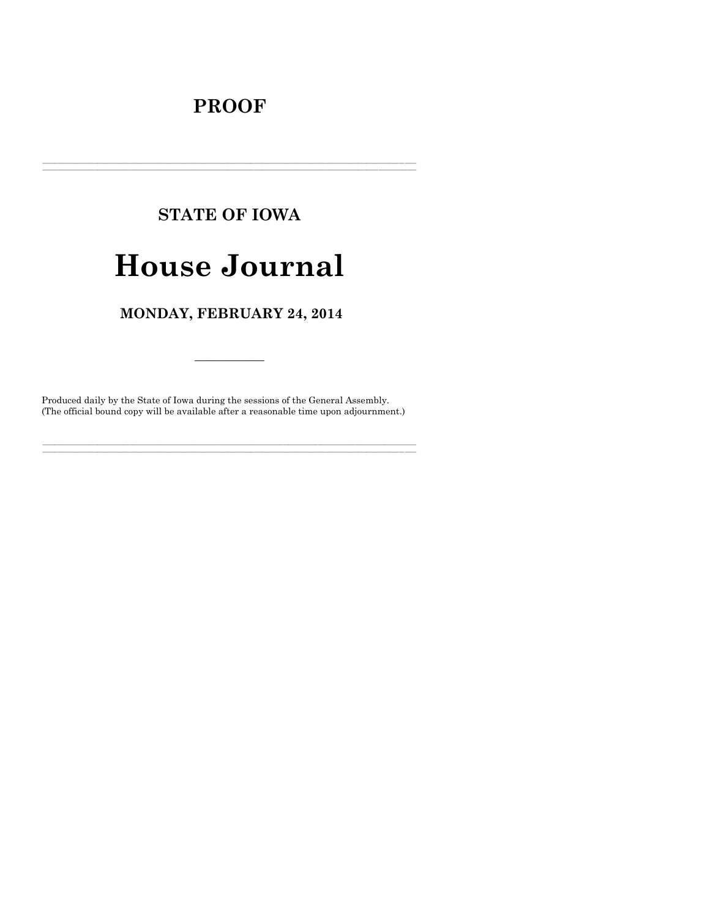# PROOF

---

## STATE OF IOWA

# House Journal

## MONDAY, FEBRUARY 24, 2014

---

Produced daily by the State of Iowa during the sessions of the General Assembly.
(The official bound copy will be available after a reasonable time upon adjournment.)

---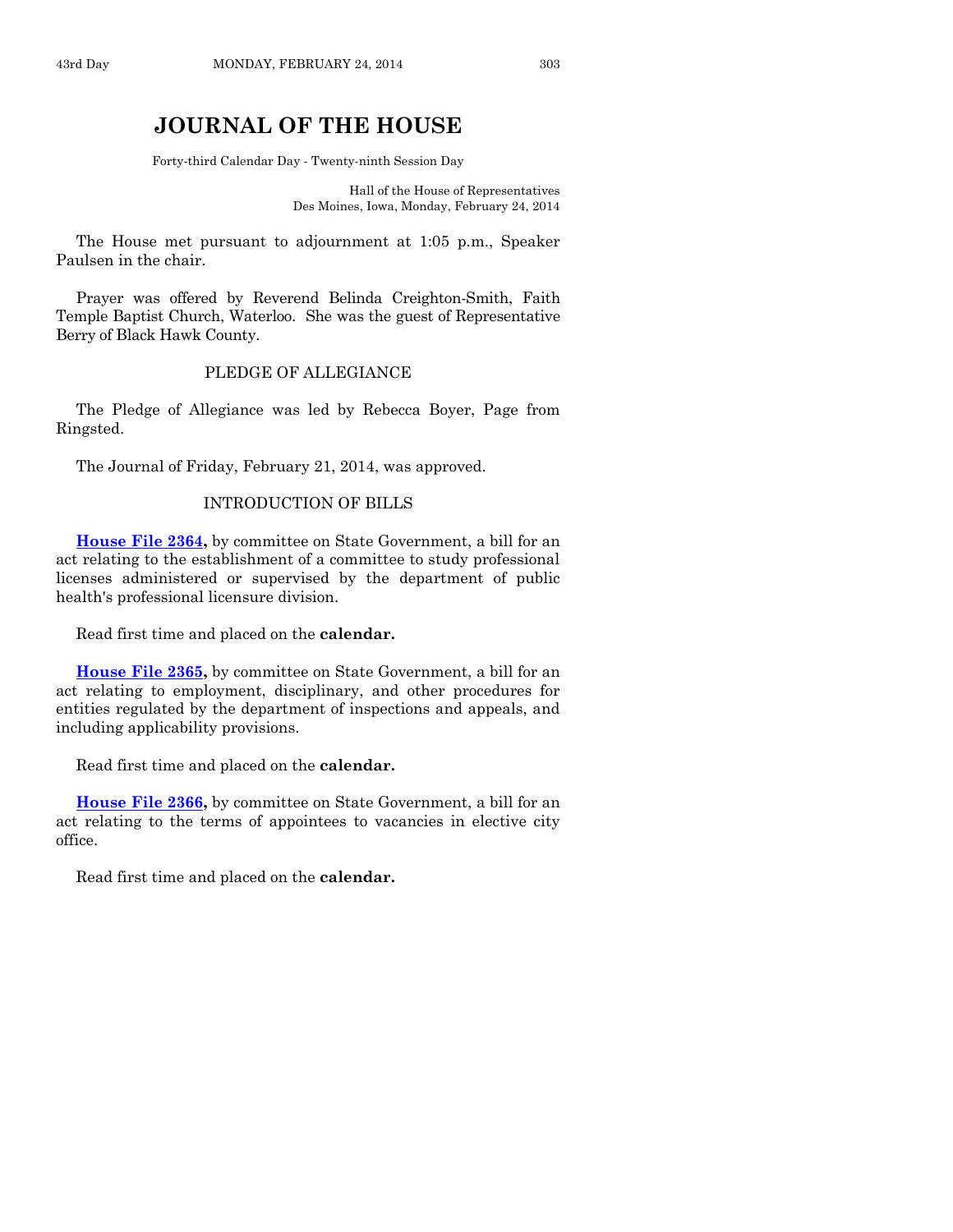# JOURNAL OF THE HOUSE

Forty-third Calendar Day - Twenty-ninth Session Day

Hall of the House of Representatives
Des Moines, Iowa, Monday, February 24, 2014

The House met pursuant to adjournment at 1:05 p.m., Speaker Paulsen in the chair.

Prayer was offered by Reverend Belinda Creighton-Smith, Faith Temple Baptist Church, Waterloo. She was the guest of Representative Berry of Black Hawk County.

## PLEDGE OF ALLEGIANCE

The Pledge of Allegiance was led by Rebecca Boyer, Page from Ringsted.

The Journal of Friday, February 21, 2014, was approved.

## INTRODUCTION OF BILLS

**House File 2364,** by committee on State Government, a bill for an act relating to the establishment of a committee to study professional licenses administered or supervised by the department of public health's professional licensure division.

Read first time and placed on the **calendar.**

**House File 2365,** by committee on State Government, a bill for an act relating to employment, disciplinary, and other procedures for entities regulated by the department of inspections and appeals, and including applicability provisions.

Read first time and placed on the **calendar.**

**House File 2366,** by committee on State Government, a bill for an act relating to the terms of appointees to vacancies in elective city office.

Read first time and placed on the **calendar.**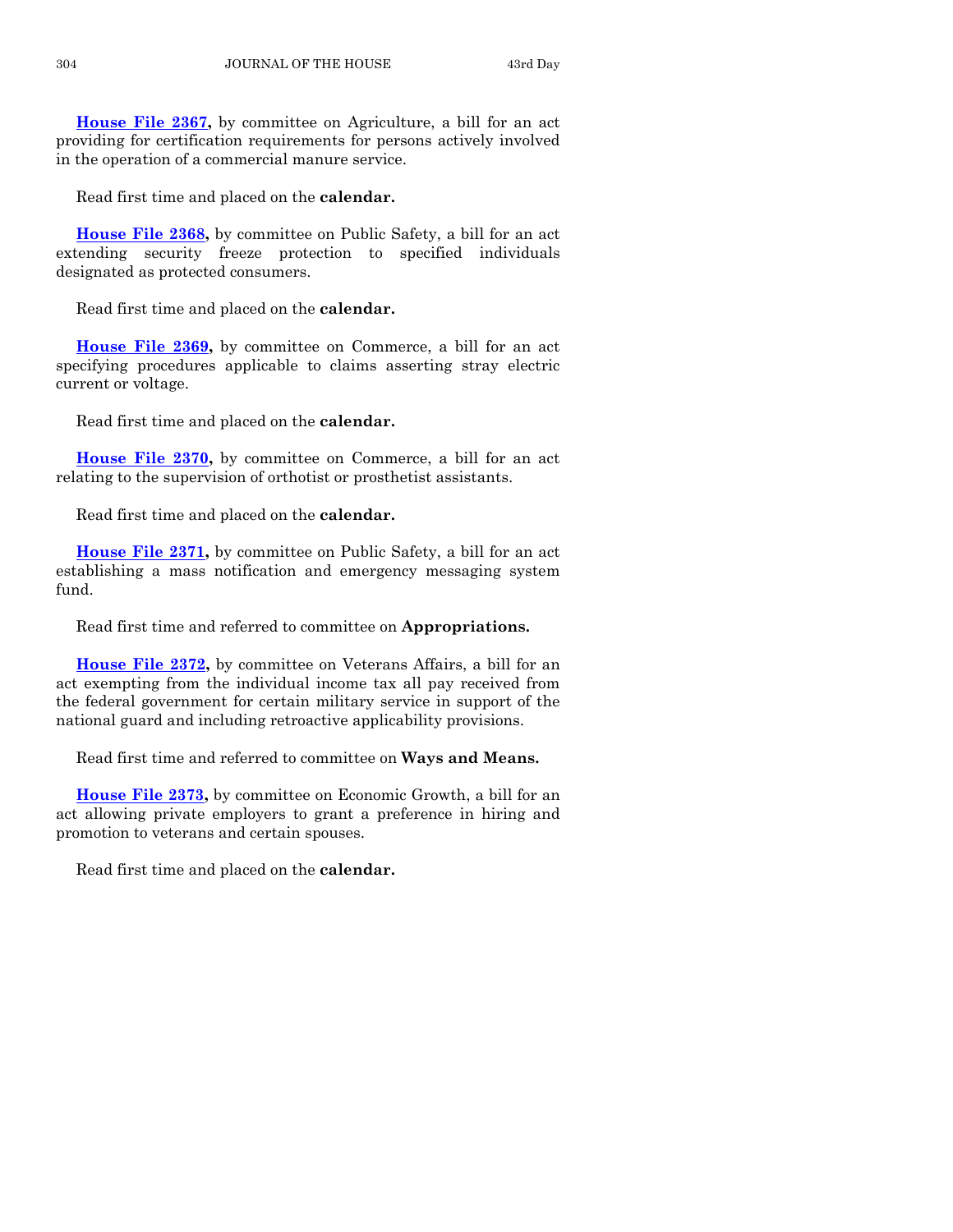**House File 2367,** by committee on Agriculture, a bill for an act providing for certification requirements for persons actively involved in the operation of a commercial manure service.

Read first time and placed on the **calendar.**

**House File 2368,** by committee on Public Safety, a bill for an act extending security freeze protection to specified individuals designated as protected consumers.

Read first time and placed on the **calendar.**

**House File 2369,** by committee on Commerce, a bill for an act specifying procedures applicable to claims asserting stray electric current or voltage.

Read first time and placed on the **calendar.**

**House File 2370,** by committee on Commerce, a bill for an act relating to the supervision of orthotist or prosthetist assistants.

Read first time and placed on the **calendar.**

**House File 2371,** by committee on Public Safety, a bill for an act establishing a mass notification and emergency messaging system fund.

Read first time and referred to committee on **Appropriations.**

**House File 2372,** by committee on Veterans Affairs, a bill for an act exempting from the individual income tax all pay received from the federal government for certain military service in support of the national guard and including retroactive applicability provisions.

Read first time and referred to committee on **Ways and Means.**

**House File 2373,** by committee on Economic Growth, a bill for an act allowing private employers to grant a preference in hiring and promotion to veterans and certain spouses.

Read first time and placed on the **calendar.**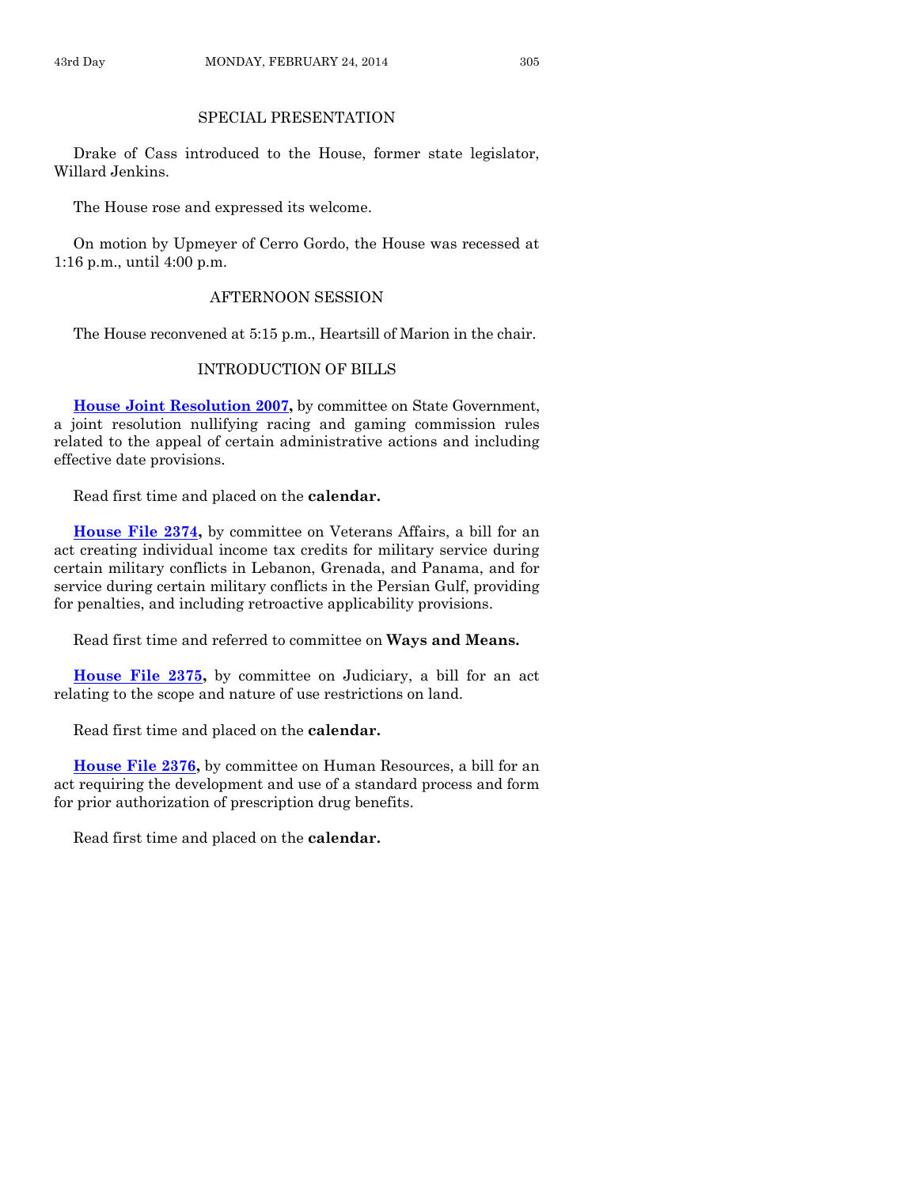## SPECIAL PRESENTATION

Drake of Cass introduced to the House, former state legislator, Willard Jenkins.

The House rose and expressed its welcome.

On motion by Upmeyer of Cerro Gordo, the House was recessed at 1:16 p.m., until 4:00 p.m.

## AFTERNOON SESSION

The House reconvened at 5:15 p.m., Heartsill of Marion in the chair.

## INTRODUCTION OF BILLS

**House Joint Resolution 2007,** by committee on State Government, a joint resolution nullifying racing and gaming commission rules related to the appeal of certain administrative actions and including effective date provisions.

Read first time and placed on the **calendar.**

**House File 2374,** by committee on Veterans Affairs, a bill for an act creating individual income tax credits for military service during certain military conflicts in Lebanon, Grenada, and Panama, and for service during certain military conflicts in the Persian Gulf, providing for penalties, and including retroactive applicability provisions.

Read first time and referred to committee on **Ways and Means.**

**House File 2375,** by committee on Judiciary, a bill for an act relating to the scope and nature of use restrictions on land.

Read first time and placed on the **calendar.**

**House File 2376,** by committee on Human Resources, a bill for an act requiring the development and use of a standard process and form for prior authorization of prescription drug benefits.

Read first time and placed on the **calendar.**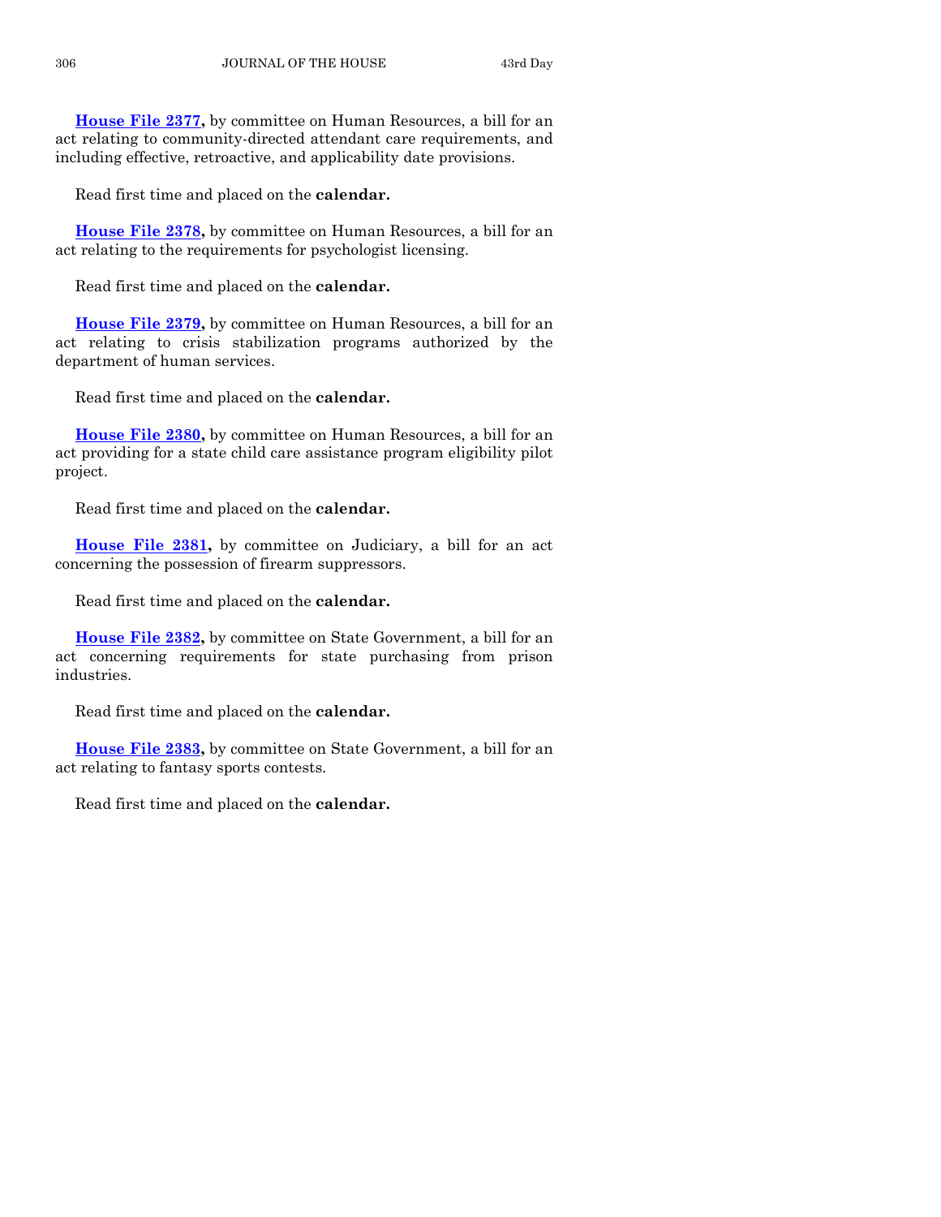**House File 2377,** by committee on Human Resources, a bill for an act relating to community-directed attendant care requirements, and including effective, retroactive, and applicability date provisions.

Read first time and placed on the **calendar.**

**House File 2378,** by committee on Human Resources, a bill for an act relating to the requirements for psychologist licensing.

Read first time and placed on the **calendar.**

**House File 2379,** by committee on Human Resources, a bill for an act relating to crisis stabilization programs authorized by the department of human services.

Read first time and placed on the **calendar.**

**House File 2380,** by committee on Human Resources, a bill for an act providing for a state child care assistance program eligibility pilot project.

Read first time and placed on the **calendar.**

**House File 2381,** by committee on Judiciary, a bill for an act concerning the possession of firearm suppressors.

Read first time and placed on the **calendar.**

**House File 2382,** by committee on State Government, a bill for an act concerning requirements for state purchasing from prison industries.

Read first time and placed on the **calendar.**

**House File 2383,** by committee on State Government, a bill for an act relating to fantasy sports contests.

Read first time and placed on the **calendar.**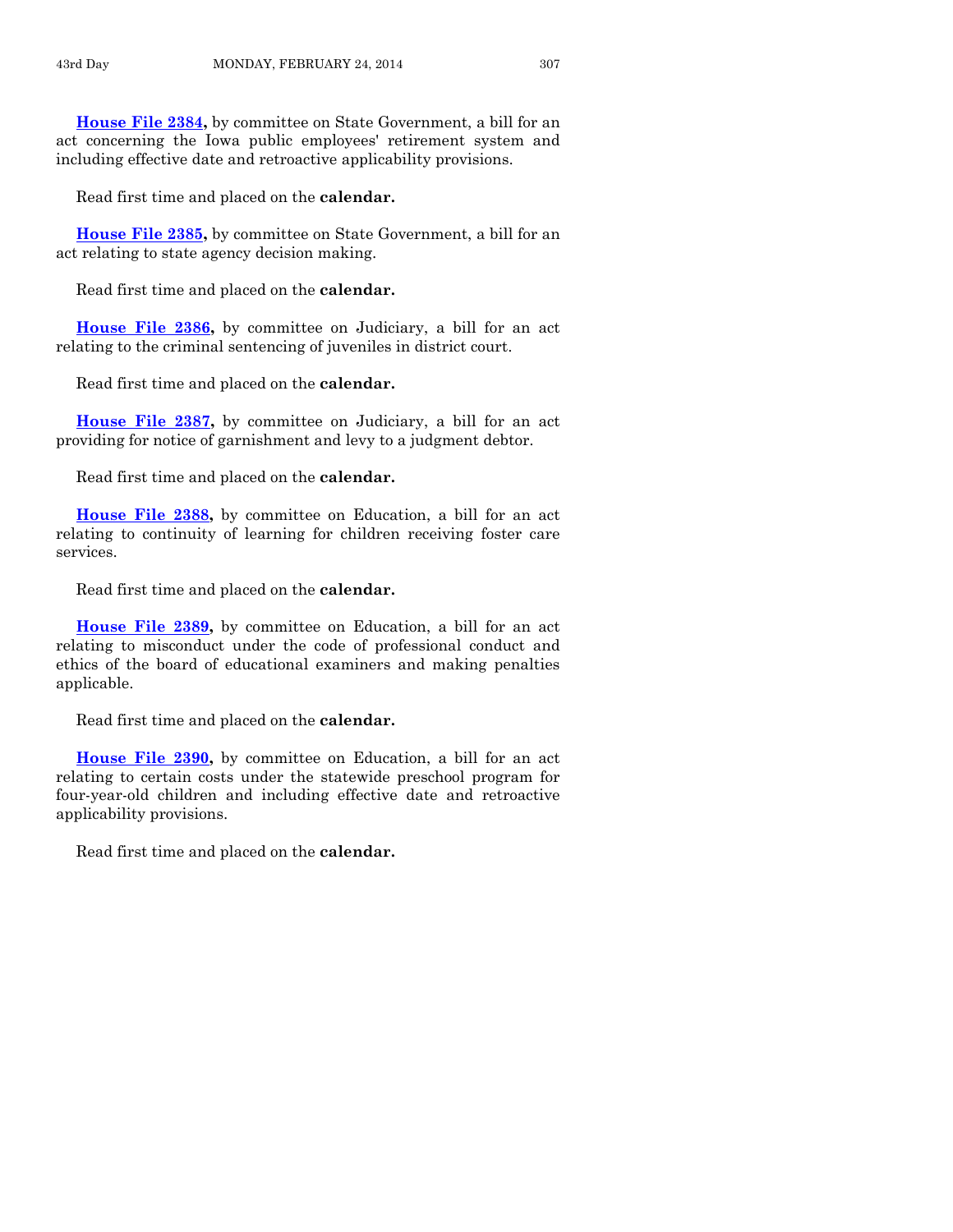**House File 2384,** by committee on State Government, a bill for an act concerning the Iowa public employees' retirement system and including effective date and retroactive applicability provisions.

Read first time and placed on the **calendar.**

**House File 2385,** by committee on State Government, a bill for an act relating to state agency decision making.

Read first time and placed on the **calendar.**

**House File 2386,** by committee on Judiciary, a bill for an act relating to the criminal sentencing of juveniles in district court.

Read first time and placed on the **calendar.**

**House File 2387,** by committee on Judiciary, a bill for an act providing for notice of garnishment and levy to a judgment debtor.

Read first time and placed on the **calendar.**

**House File 2388,** by committee on Education, a bill for an act relating to continuity of learning for children receiving foster care services.

Read first time and placed on the **calendar.**

**House File 2389,** by committee on Education, a bill for an act relating to misconduct under the code of professional conduct and ethics of the board of educational examiners and making penalties applicable.

Read first time and placed on the **calendar.**

**House File 2390,** by committee on Education, a bill for an act relating to certain costs under the statewide preschool program for four-year-old children and including effective date and retroactive applicability provisions.

Read first time and placed on the **calendar.**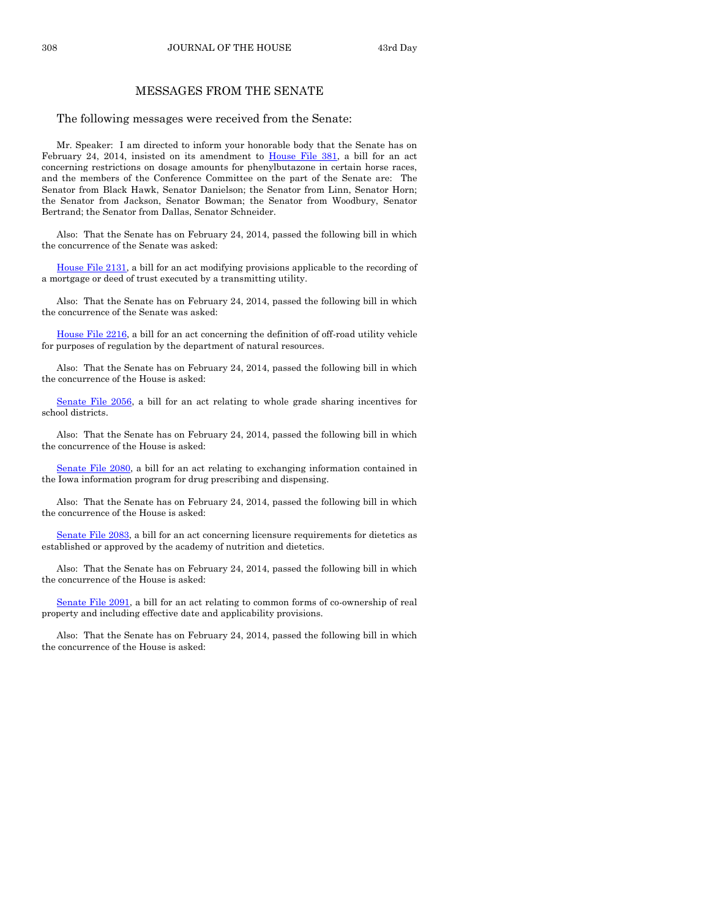## MESSAGES FROM THE SENATE

The following messages were received from the Senate:

Mr. Speaker: I am directed to inform your honorable body that the Senate has on February 24, 2014, insisted on its amendment to House File 381, a bill for an act concerning restrictions on dosage amounts for phenylbutazone in certain horse races, and the members of the Conference Committee on the part of the Senate are: The Senator from Black Hawk, Senator Danielson; the Senator from Linn, Senator Horn; the Senator from Jackson, Senator Bowman; the Senator from Woodbury, Senator Bertrand; the Senator from Dallas, Senator Schneider.

Also: That the Senate has on February 24, 2014, passed the following bill in which the concurrence of the Senate was asked:

House File 2131, a bill for an act modifying provisions applicable to the recording of a mortgage or deed of trust executed by a transmitting utility.

Also: That the Senate has on February 24, 2014, passed the following bill in which the concurrence of the Senate was asked:

House File 2216, a bill for an act concerning the definition of off-road utility vehicle for purposes of regulation by the department of natural resources.

Also: That the Senate has on February 24, 2014, passed the following bill in which the concurrence of the House is asked:

Senate File 2056, a bill for an act relating to whole grade sharing incentives for school districts.

Also: That the Senate has on February 24, 2014, passed the following bill in which the concurrence of the House is asked:

Senate File 2080, a bill for an act relating to exchanging information contained in the Iowa information program for drug prescribing and dispensing.

Also: That the Senate has on February 24, 2014, passed the following bill in which the concurrence of the House is asked:

Senate File 2083, a bill for an act concerning licensure requirements for dietetics as established or approved by the academy of nutrition and dietetics.

Also: That the Senate has on February 24, 2014, passed the following bill in which the concurrence of the House is asked:

Senate File 2091, a bill for an act relating to common forms of co-ownership of real property and including effective date and applicability provisions.

Also: That the Senate has on February 24, 2014, passed the following bill in which the concurrence of the House is asked: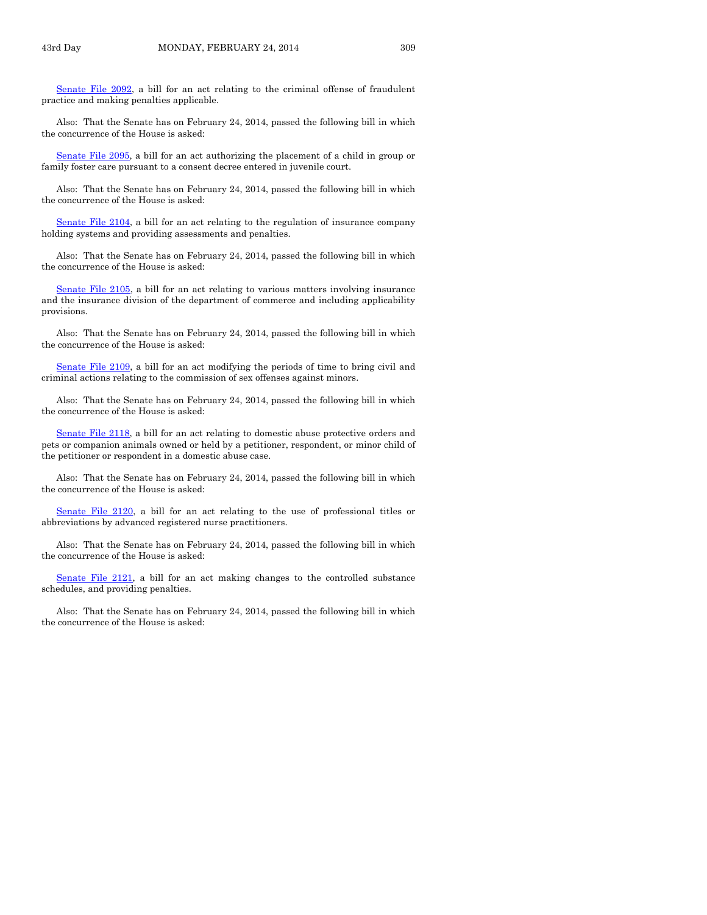Senate File 2092, a bill for an act relating to the criminal offense of fraudulent practice and making penalties applicable.

Also: That the Senate has on February 24, 2014, passed the following bill in which the concurrence of the House is asked:

Senate File 2095, a bill for an act authorizing the placement of a child in group or family foster care pursuant to a consent decree entered in juvenile court.

Also: That the Senate has on February 24, 2014, passed the following bill in which the concurrence of the House is asked:

Senate File 2104, a bill for an act relating to the regulation of insurance company holding systems and providing assessments and penalties.

Also: That the Senate has on February 24, 2014, passed the following bill in which the concurrence of the House is asked:

Senate File 2105, a bill for an act relating to various matters involving insurance and the insurance division of the department of commerce and including applicability provisions.

Also: That the Senate has on February 24, 2014, passed the following bill in which the concurrence of the House is asked:

Senate File 2109, a bill for an act modifying the periods of time to bring civil and criminal actions relating to the commission of sex offenses against minors.

Also: That the Senate has on February 24, 2014, passed the following bill in which the concurrence of the House is asked:

Senate File 2118, a bill for an act relating to domestic abuse protective orders and pets or companion animals owned or held by a petitioner, respondent, or minor child of the petitioner or respondent in a domestic abuse case.

Also: That the Senate has on February 24, 2014, passed the following bill in which the concurrence of the House is asked:

Senate File 2120, a bill for an act relating to the use of professional titles or abbreviations by advanced registered nurse practitioners.

Also: That the Senate has on February 24, 2014, passed the following bill in which the concurrence of the House is asked:

Senate File 2121, a bill for an act making changes to the controlled substance schedules, and providing penalties.

Also: That the Senate has on February 24, 2014, passed the following bill in which the concurrence of the House is asked: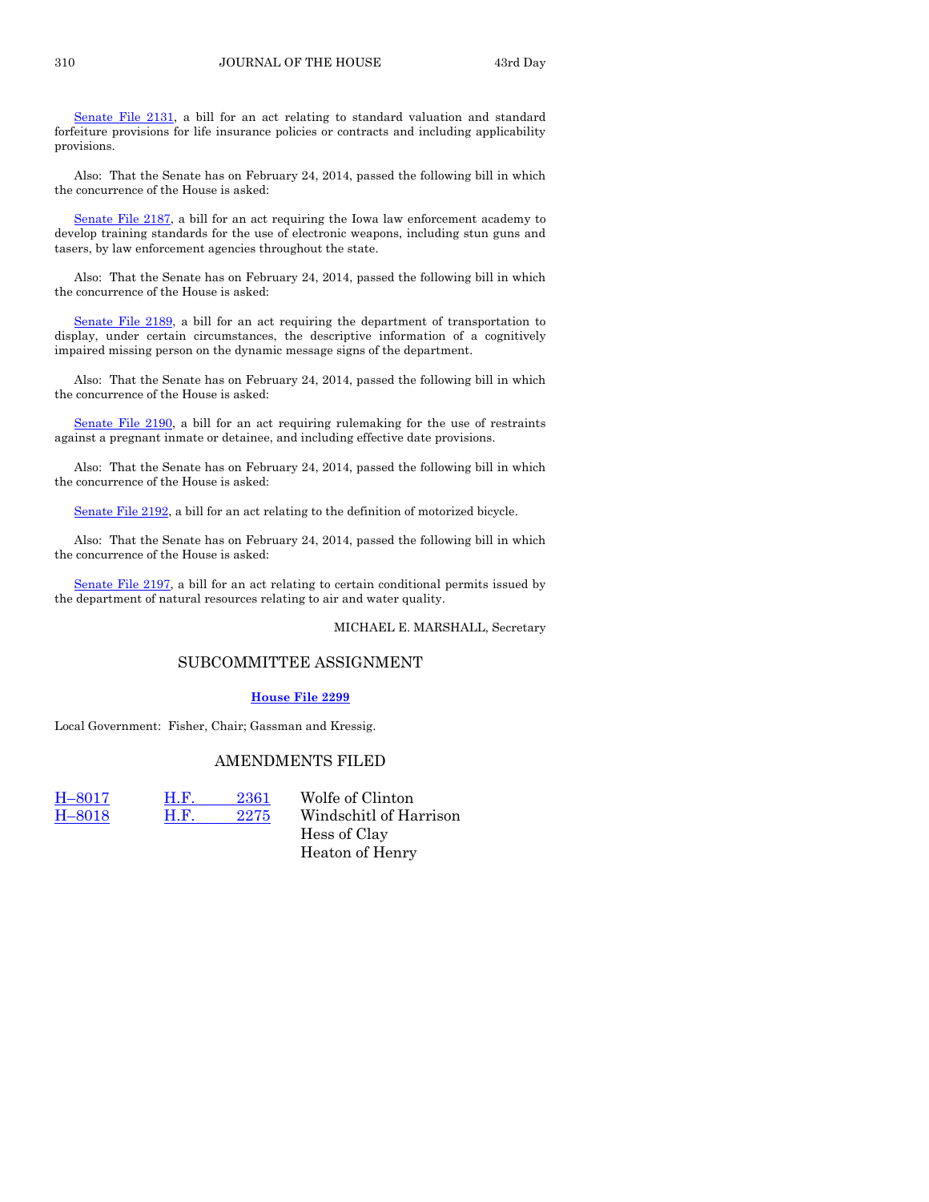Senate File 2131, a bill for an act relating to standard valuation and standard forfeiture provisions for life insurance policies or contracts and including applicability provisions.

Also: That the Senate has on February 24, 2014, passed the following bill in which the concurrence of the House is asked:

Senate File 2187, a bill for an act requiring the Iowa law enforcement academy to develop training standards for the use of electronic weapons, including stun guns and tasers, by law enforcement agencies throughout the state.

Also: That the Senate has on February 24, 2014, passed the following bill in which the concurrence of the House is asked:

Senate File 2189, a bill for an act requiring the department of transportation to display, under certain circumstances, the descriptive information of a cognitively impaired missing person on the dynamic message signs of the department.

Also: That the Senate has on February 24, 2014, passed the following bill in which the concurrence of the House is asked:

Senate File 2190, a bill for an act requiring rulemaking for the use of restraints against a pregnant inmate or detainee, and including effective date provisions.

Also: That the Senate has on February 24, 2014, passed the following bill in which the concurrence of the House is asked:

Senate File 2192, a bill for an act relating to the definition of motorized bicycle.

Also: That the Senate has on February 24, 2014, passed the following bill in which the concurrence of the House is asked:

Senate File 2197, a bill for an act relating to certain conditional permits issued by the department of natural resources relating to air and water quality.

MICHAEL E. MARSHALL, Secretary

## SUBCOMMITTEE ASSIGNMENT

**House File 2299**

Local Government: Fisher, Chair; Gassman and Kressig.

## AMENDMENTS FILED

| | | |
|---|---|---|
| H–8017 | H.F. 2361 | Wolfe of Clinton |
| H–8018 | H.F. 2275 | Windschitl of Harrison<br>Hess of Clay<br>Heaton of Henry |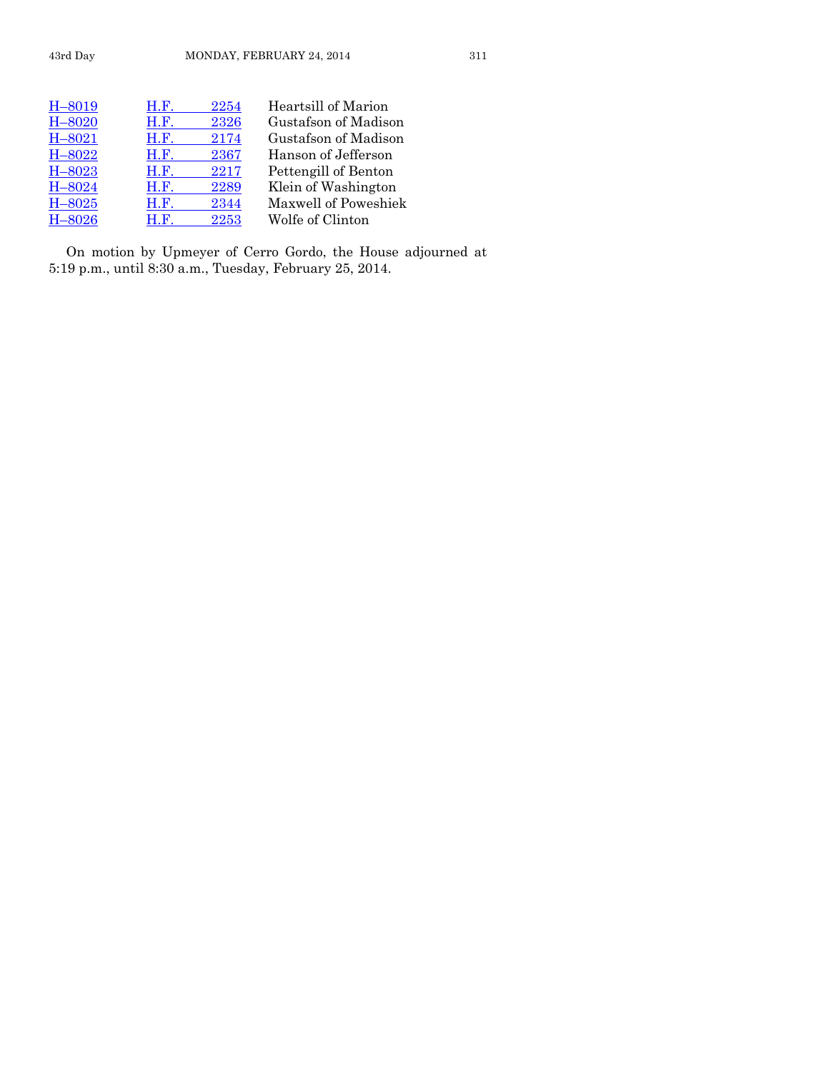| | | | |
|---|---|---|---|
| H–8019 | H.F. | 2254 | Heartsill of Marion |
| H–8020 | H.F. | 2326 | Gustafson of Madison |
| H–8021 | H.F. | 2174 | Gustafson of Madison |
| H–8022 | H.F. | 2367 | Hanson of Jefferson |
| H–8023 | H.F. | 2217 | Pettengill of Benton |
| H–8024 | H.F. | 2289 | Klein of Washington |
| H–8025 | H.F. | 2344 | Maxwell of Poweshiek |
| H–8026 | H.F. | 2253 | Wolfe of Clinton |

On motion by Upmeyer of Cerro Gordo, the House adjourned at 5:19 p.m., until 8:30 a.m., Tuesday, February 25, 2014.